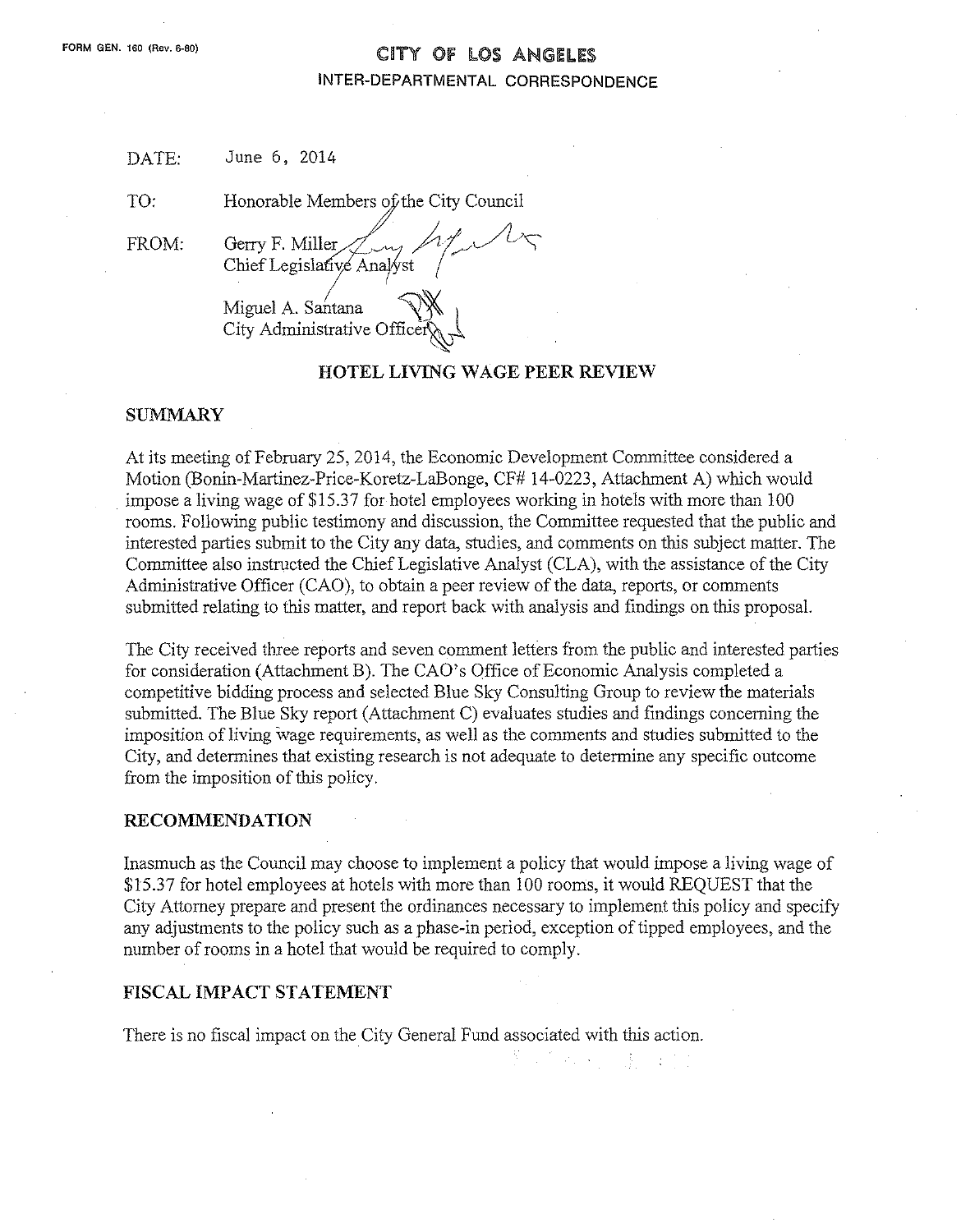FORM GEN. 160 (Rev. 6-80)

# CITY OF LOS ANGELES

INTER-DEPARTMENTAL CORRESPONDENCE

DATE: June 6, 2014

TO: Honorable Members of the City Council

FROM: Gerry F. Miller
Chief Legislative Analyst

Miguel A. Santana
City Administrative Officer

## HOTEL LIVING WAGE PEER REVIEW

### SUMMARY

At its meeting of February 25, 2014, the Economic Development Committee considered a Motion (Bonin-Martinez-Price-Koretz-LaBonge, CF# 14-0223, Attachment A) which would impose a living wage of $15.37 for hotel employees working in hotels with more than 100 rooms. Following public testimony and discussion, the Committee requested that the public and interested parties submit to the City any data, studies, and comments on this subject matter. The Committee also instructed the Chief Legislative Analyst (CLA), with the assistance of the City Administrative Officer (CAO), to obtain a peer review of the data, reports, or comments submitted relating to this matter, and report back with analysis and findings on this proposal.

The City received three reports and seven comment letters from the public and interested parties for consideration (Attachment B). The CAO's Office of Economic Analysis completed a competitive bidding process and selected Blue Sky Consulting Group to review the materials submitted. The Blue Sky report (Attachment C) evaluates studies and findings concerning the imposition of living wage requirements, as well as the comments and studies submitted to the City, and determines that existing research is not adequate to determine any specific outcome from the imposition of this policy.

### RECOMMENDATION

Inasmuch as the Council may choose to implement a policy that would impose a living wage of $15.37 for hotel employees at hotels with more than 100 rooms, it would REQUEST that the City Attorney prepare and present the ordinances necessary to implement this policy and specify any adjustments to the policy such as a phase-in period, exception of tipped employees, and the number of rooms in a hotel that would be required to comply.

### FISCAL IMPACT STATEMENT

There is no fiscal impact on the City General Fund associated with this action.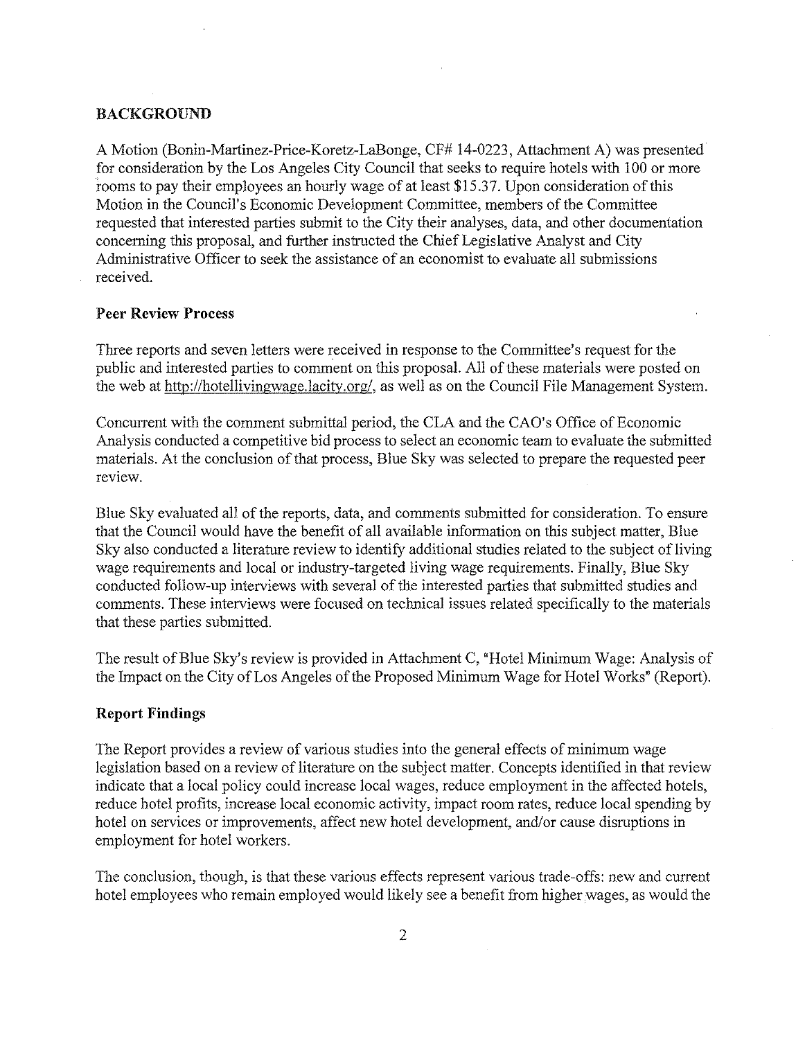## BACKGROUND

A Motion (Bonin-Martinez-Price-Koretz-LaBonge, CF# 14-0223, Attachment A) was presented for consideration by the Los Angeles City Council that seeks to require hotels with 100 or more rooms to pay their employees an hourly wage of at least $15.37. Upon consideration of this Motion in the Council's Economic Development Committee, members of the Committee requested that interested parties submit to the City their analyses, data, and other documentation concerning this proposal, and further instructed the Chief Legislative Analyst and City Administrative Officer to seek the assistance of an economist to evaluate all submissions received.

### Peer Review Process

Three reports and seven letters were received in response to the Committee's request for the public and interested parties to comment on this proposal. All of these materials were posted on the web at http://hotellivingwage.lacity.org/, as well as on the Council File Management System.

Concurrent with the comment submittal period, the CLA and the CAO's Office of Economic Analysis conducted a competitive bid process to select an economic team to evaluate the submitted materials. At the conclusion of that process, Blue Sky was selected to prepare the requested peer review.

Blue Sky evaluated all of the reports, data, and comments submitted for consideration. To ensure that the Council would have the benefit of all available information on this subject matter, Blue Sky also conducted a literature review to identify additional studies related to the subject of living wage requirements and local or industry-targeted living wage requirements. Finally, Blue Sky conducted follow-up interviews with several of the interested parties that submitted studies and comments. These interviews were focused on technical issues related specifically to the materials that these parties submitted.

The result of Blue Sky's review is provided in Attachment C, "Hotel Minimum Wage: Analysis of the Impact on the City of Los Angeles of the Proposed Minimum Wage for Hotel Works" (Report).

### Report Findings

The Report provides a review of various studies into the general effects of minimum wage legislation based on a review of literature on the subject matter. Concepts identified in that review indicate that a local policy could increase local wages, reduce employment in the affected hotels, reduce hotel profits, increase local economic activity, impact room rates, reduce local spending by hotel on services or improvements, affect new hotel development, and/or cause disruptions in employment for hotel workers.

The conclusion, though, is that these various effects represent various trade-offs: new and current hotel employees who remain employed would likely see a benefit from higher wages, as would the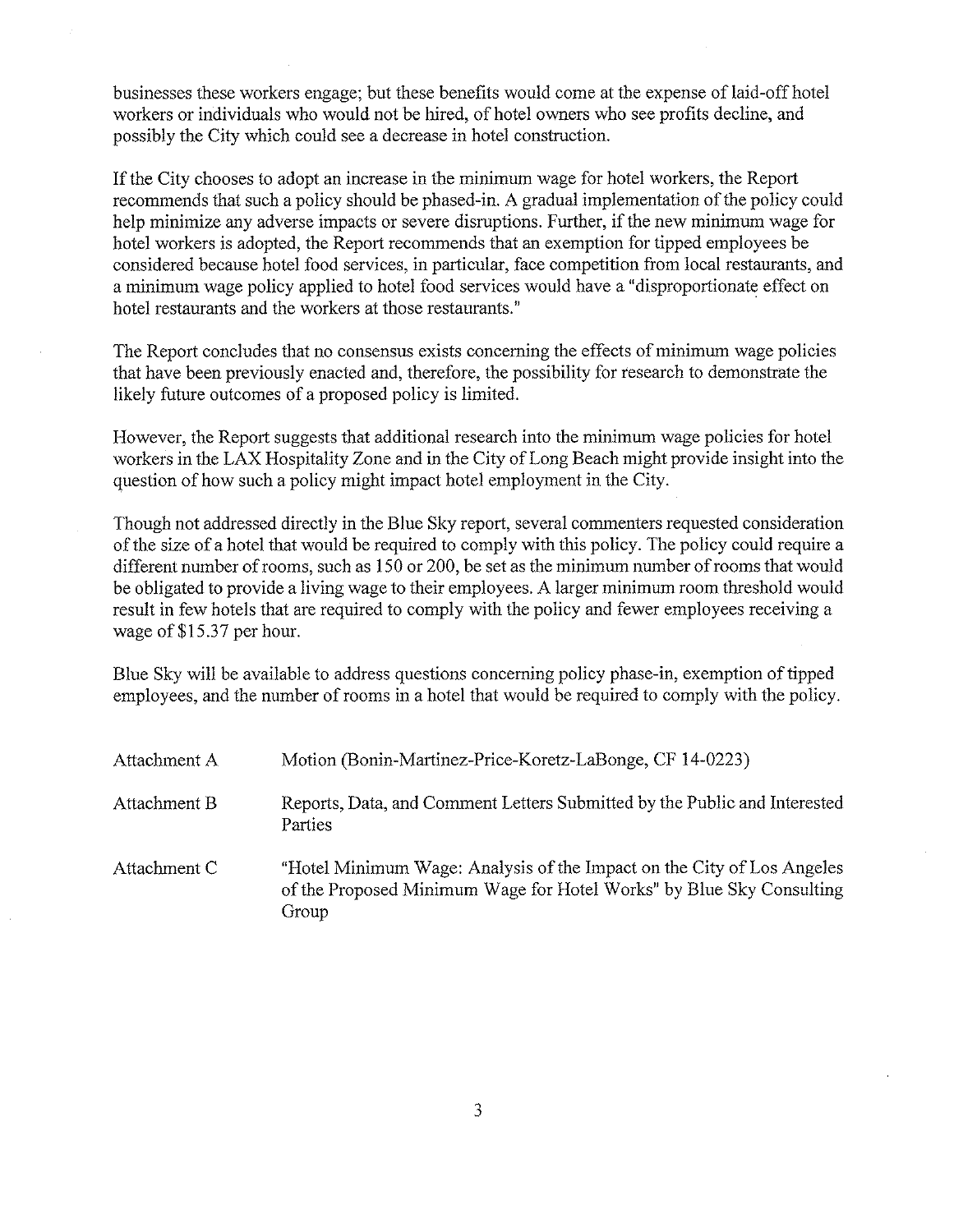businesses these workers engage; but these benefits would come at the expense of laid-off hotel workers or individuals who would not be hired, of hotel owners who see profits decline, and possibly the City which could see a decrease in hotel construction.

If the City chooses to adopt an increase in the minimum wage for hotel workers, the Report recommends that such a policy should be phased-in. A gradual implementation of the policy could help minimize any adverse impacts or severe disruptions. Further, if the new minimum wage for hotel workers is adopted, the Report recommends that an exemption for tipped employees be considered because hotel food services, in particular, face competition from local restaurants, and a minimum wage policy applied to hotel food services would have a "disproportionate effect on hotel restaurants and the workers at those restaurants."

The Report concludes that no consensus exists concerning the effects of minimum wage policies that have been previously enacted and, therefore, the possibility for research to demonstrate the likely future outcomes of a proposed policy is limited.

However, the Report suggests that additional research into the minimum wage policies for hotel workers in the LAX Hospitality Zone and in the City of Long Beach might provide insight into the question of how such a policy might impact hotel employment in the City.

Though not addressed directly in the Blue Sky report, several commenters requested consideration of the size of a hotel that would be required to comply with this policy. The policy could require a different number of rooms, such as 150 or 200, be set as the minimum number of rooms that would be obligated to provide a living wage to their employees. A larger minimum room threshold would result in few hotels that are required to comply with the policy and fewer employees receiving a wage of $15.37 per hour.

Blue Sky will be available to address questions concerning policy phase-in, exemption of tipped employees, and the number of rooms in a hotel that would be required to comply with the policy.

| | |
|---|---|
| Attachment A | Motion (Bonin-Martinez-Price-Koretz-LaBonge, CF 14-0223) |
| Attachment B | Reports, Data, and Comment Letters Submitted by the Public and Interested Parties |
| Attachment C | "Hotel Minimum Wage: Analysis of the Impact on the City of Los Angeles of the Proposed Minimum Wage for Hotel Works" by Blue Sky Consulting Group |